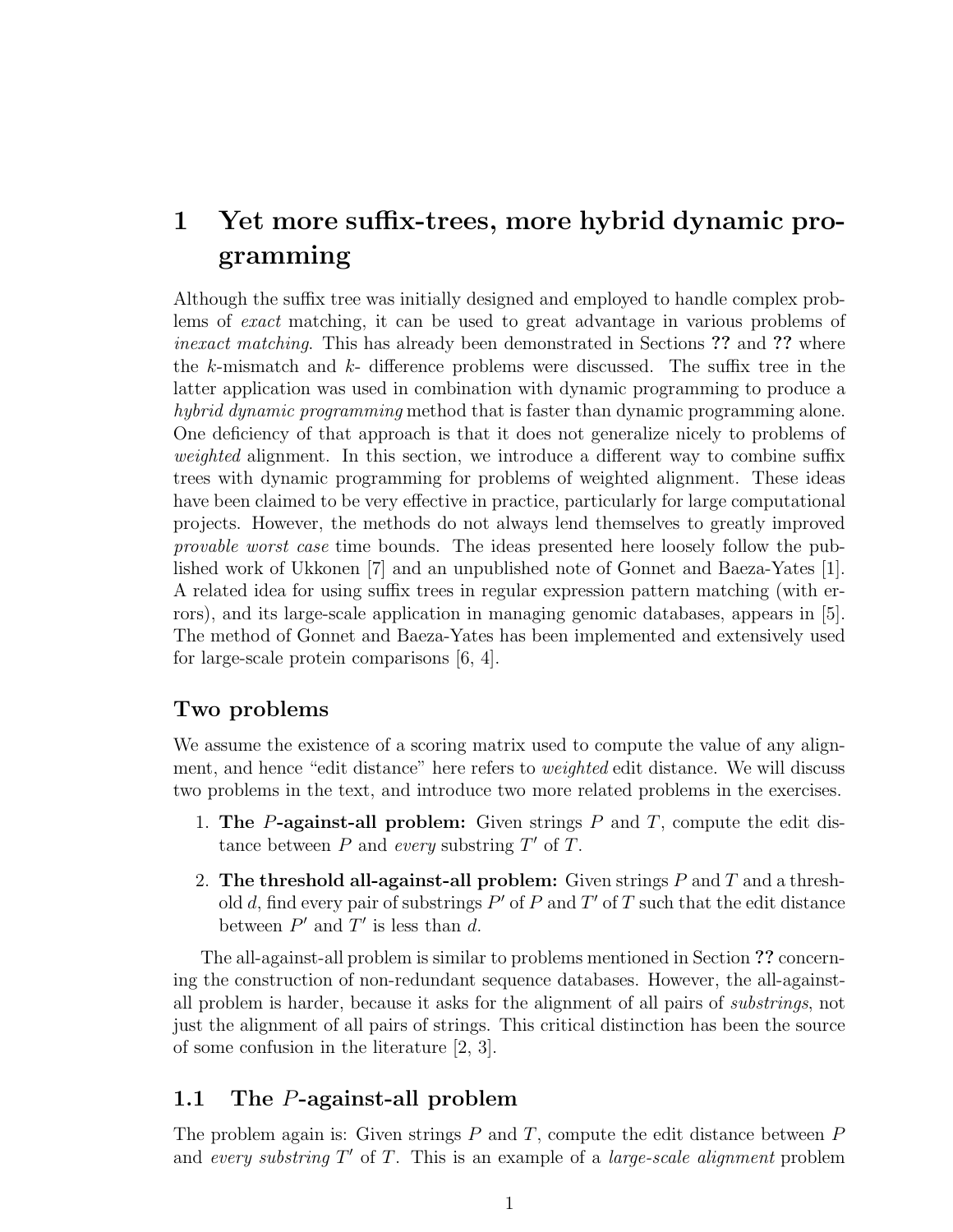# 1 Yet more suffix-trees, more hybrid dynamic programming

Although the suffix tree was initially designed and employed to handle complex problems of *exact* matching, it can be used to great advantage in various problems of *inexact matching*. This has already been demonstrated in Sections **??** and **??** where the $k$-mismatch and $k$- difference problems were discussed. The suffix tree in the latter application was used in combination with dynamic programming to produce a *hybrid dynamic programming* method that is faster than dynamic programming alone. One deficiency of that approach is that it does not generalize nicely to problems of *weighted* alignment. In this section, we introduce a different way to combine suffix trees with dynamic programming for problems of weighted alignment. These ideas have been claimed to be very effective in practice, particularly for large computational projects. However, the methods do not always lend themselves to greatly improved *provable worst case* time bounds. The ideas presented here loosely follow the published work of Ukkonen [7] and an unpublished note of Gonnet and Baeza-Yates [1]. A related idea for using suffix trees in regular expression pattern matching (with errors), and its large-scale application in managing genomic databases, appears in [5]. The method of Gonnet and Baeza-Yates has been implemented and extensively used for large-scale protein comparisons [6, 4].

## Two problems

We assume the existence of a scoring matrix used to compute the value of any alignment, and hence "edit distance" here refers to *weighted* edit distance. We will discuss two problems in the text, and introduce two more related problems in the exercises.

1. **The $P$-against-all problem:** Given strings $P$ and $T$, compute the edit distance between $P$ and *every* substring $T'$ of $T$.
2. **The threshold all-against-all problem:** Given strings $P$ and $T$ and a threshold $d$, find every pair of substrings $P'$ of $P$ and $T'$ of $T$ such that the edit distance between $P'$ and $T'$ is less than $d$.

The all-against-all problem is similar to problems mentioned in Section **??** concerning the construction of non-redundant sequence databases. However, the all-against-all problem is harder, because it asks for the alignment of all pairs of *substrings*, not just the alignment of all pairs of strings. This critical distinction has been the source of some confusion in the literature [2, 3].

## 1.1 The $P$-against-all problem

The problem again is: Given strings $P$ and $T$, compute the edit distance between $P$ and *every substring* $T'$ of $T$. This is an example of a *large-scale alignment* problem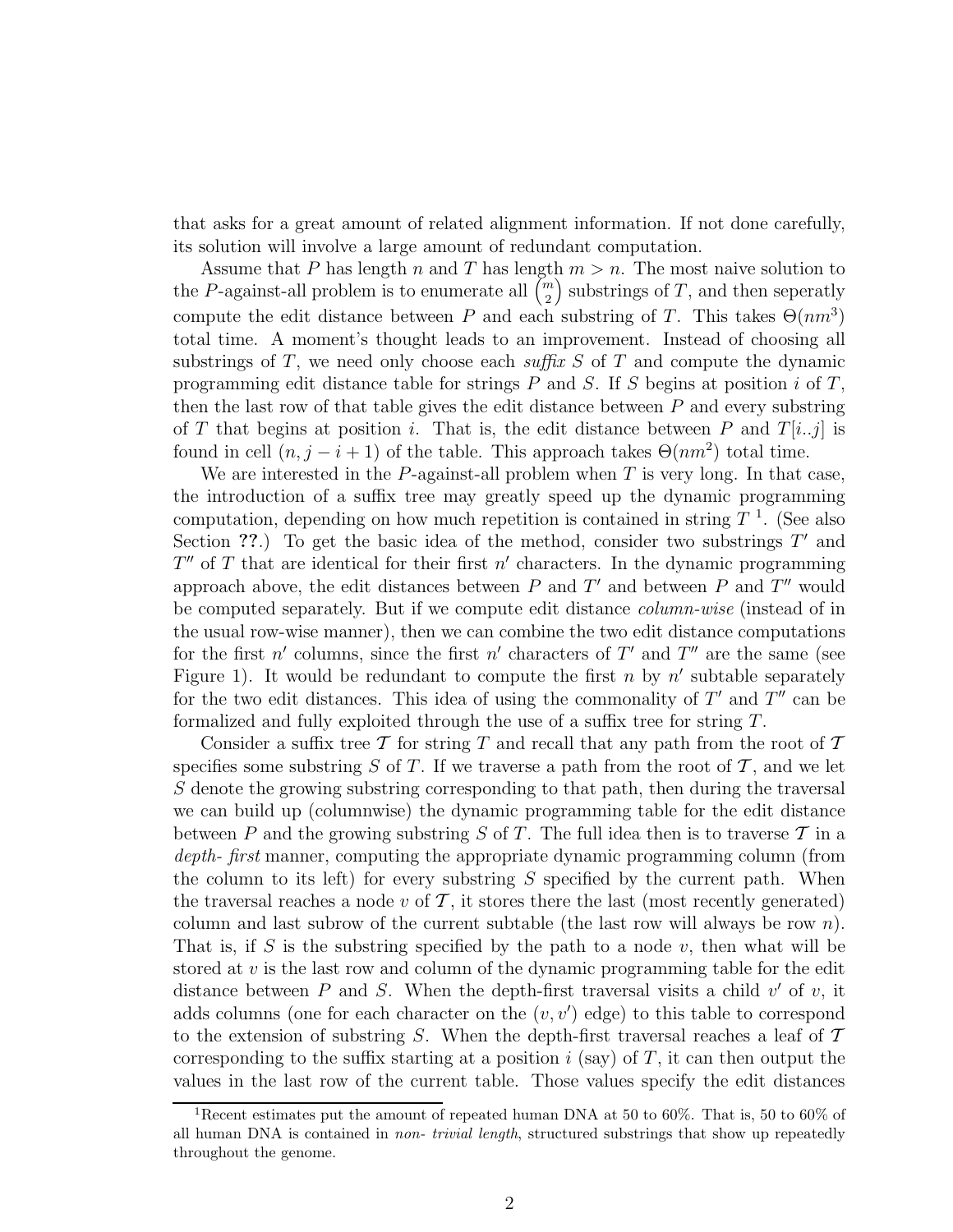that asks for a great amount of related alignment information. If not done carefully, its solution will involve a large amount of redundant computation.

Assume that $P$ has length $n$ and $T$ has length $m > n$. The most naive solution to the $P$-against-all problem is to enumerate all $\binom{m}{2}$ substrings of $T$, and then seperatly compute the edit distance between $P$ and each substring of $T$. This takes $\Theta(nm^3)$ total time. A moment's thought leads to an improvement. Instead of choosing all substrings of $T$, we need only choose each *suffix* $S$ of $T$ and compute the dynamic programming edit distance table for strings $P$ and $S$. If $S$ begins at position $i$ of $T$, then the last row of that table gives the edit distance between $P$ and every substring of $T$ that begins at position $i$. That is, the edit distance between $P$ and $T[i..j]$ is found in cell $(n, j - i + 1)$ of the table. This approach takes $\Theta(nm^2)$ total time.

We are interested in the $P$-against-all problem when $T$ is very long. In that case, the introduction of a suffix tree may greatly speed up the dynamic programming computation, depending on how much repetition is contained in string $T$ [1]. (See also Section **??**.) To get the basic idea of the method, consider two substrings $T'$ and $T''$ of $T$ that are identical for their first $n'$ characters. In the dynamic programming approach above, the edit distances between $P$ and $T'$ and between $P$ and $T''$ would be computed separately. But if we compute edit distance *column-wise* (instead of in the usual row-wise manner), then we can combine the two edit distance computations for the first $n'$ columns, since the first $n'$ characters of $T'$ and $T''$ are the same (see Figure 1). It would be redundant to compute the first $n$ by $n'$ subtable separately for the two edit distances. This idea of using the commonality of $T'$ and $T''$ can be formalized and fully exploited through the use of a suffix tree for string $T$.

Consider a suffix tree $\mathcal{T}$ for string $T$ and recall that any path from the root of $\mathcal{T}$ specifies some substring $S$ of $T$. If we traverse a path from the root of $\mathcal{T}$, and we let $S$ denote the growing substring corresponding to that path, then during the traversal we can build up (columnwise) the dynamic programming table for the edit distance between $P$ and the growing substring $S$ of $T$. The full idea then is to traverse $\mathcal{T}$ in a *depth- first* manner, computing the appropriate dynamic programming column (from the column to its left) for every substring $S$ specified by the current path. When the traversal reaches a node $v$ of $\mathcal{T}$, it stores there the last (most recently generated) column and last subrow of the current subtable (the last row will always be row $n$). That is, if $S$ is the substring specified by the path to a node $v$, then what will be stored at $v$ is the last row and column of the dynamic programming table for the edit distance between $P$ and $S$. When the depth-first traversal visits a child $v'$ of $v$, it adds columns (one for each character on the $(v, v')$ edge) to this table to correspond to the extension of substring $S$. When the depth-first traversal reaches a leaf of $\mathcal{T}$ corresponding to the suffix starting at a position $i$ (say) of $T$, it can then output the values in the last row of the current table. Those values specify the edit distances

[1] Recent estimates put the amount of repeated human DNA at 50 to 60%. That is, 50 to 60% of all human DNA is contained in *non- trivial length*, structured substrings that show up repeatedly throughout the genome.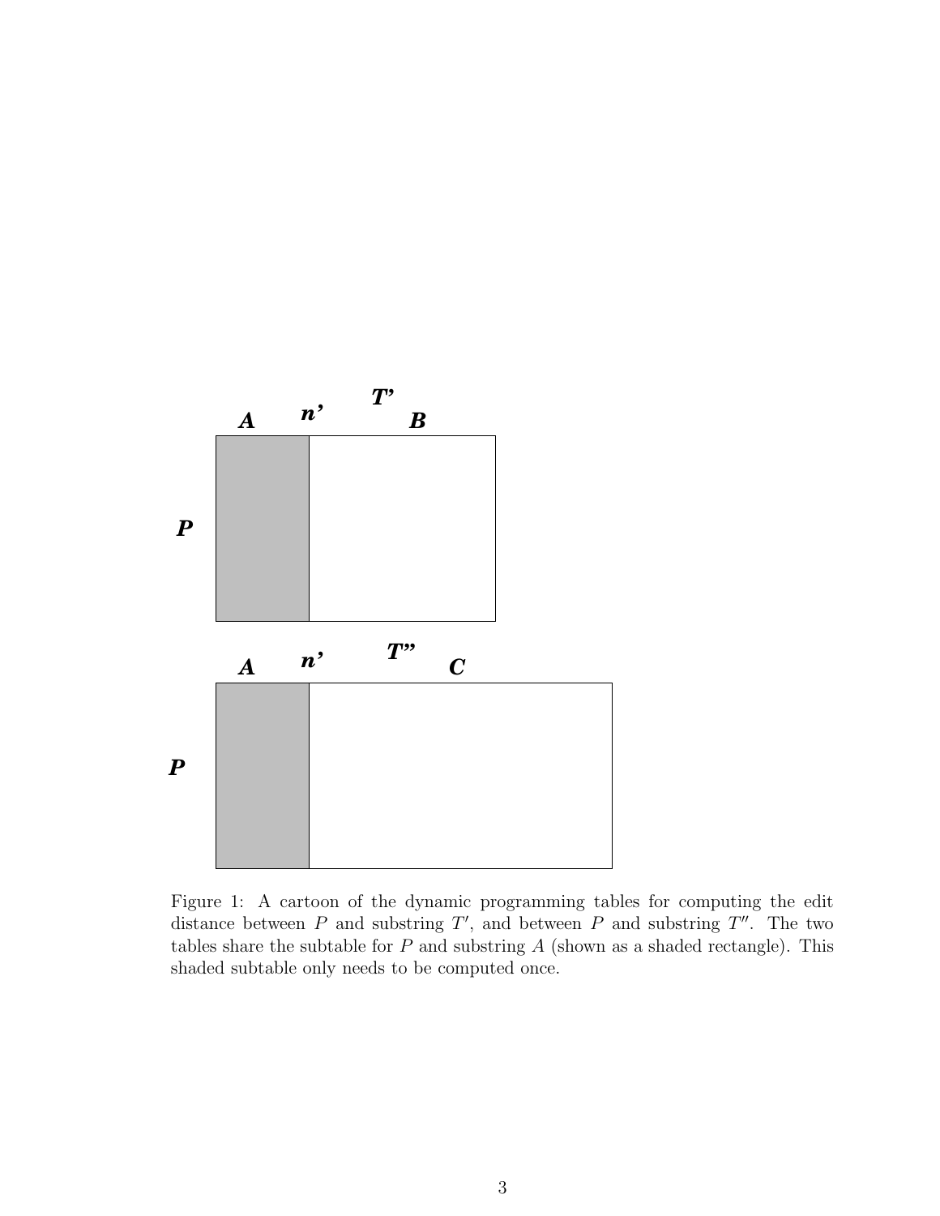Figure 1: A cartoon of the dynamic programming tables for computing the edit distance between $P$ and substring $T'$, and between $P$ and substring $T''$. The two tables share the subtable for $P$ and substring $A$ (shown as a shaded rectangle). This shaded subtable only needs to be computed once.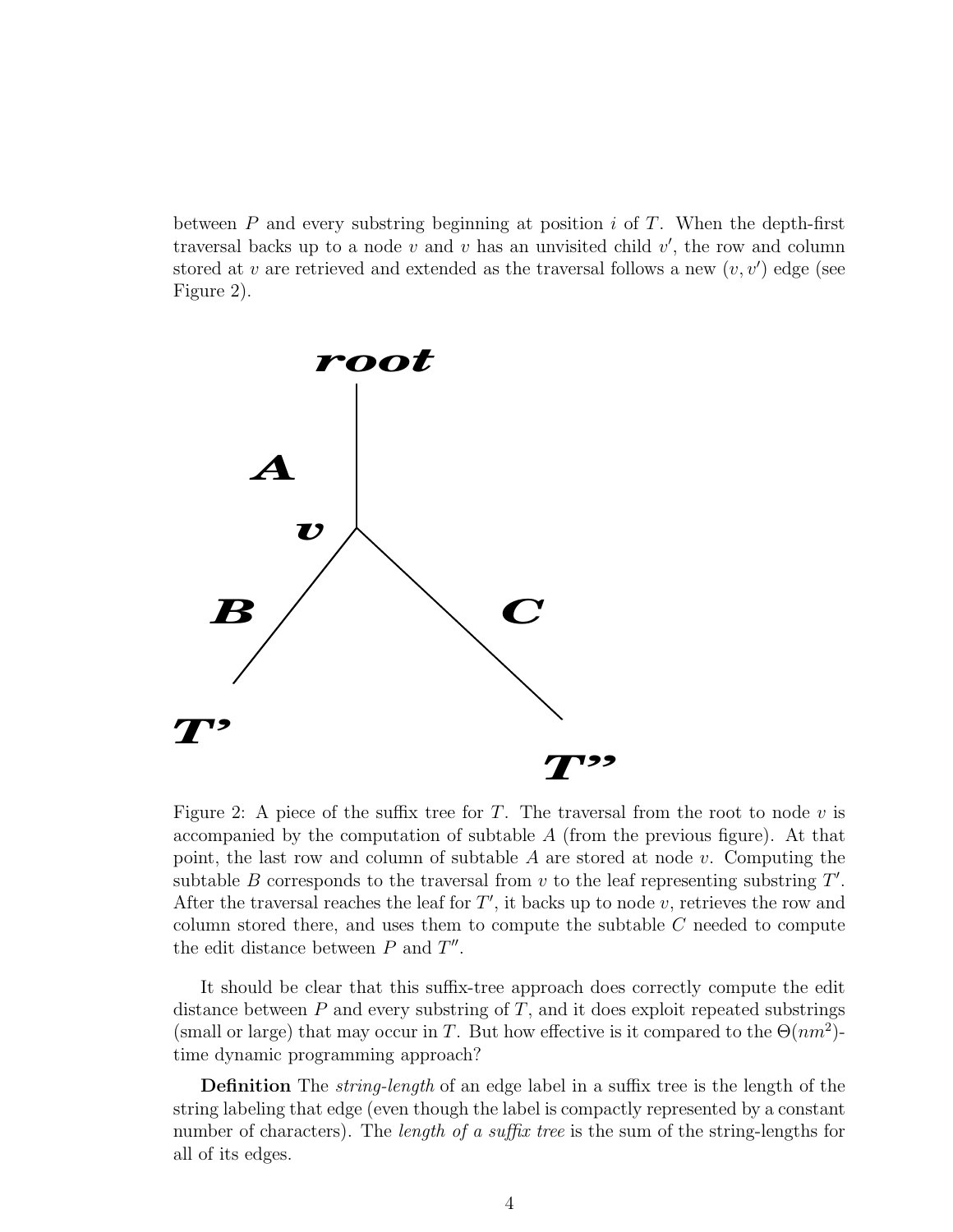between $P$ and every substring beginning at position $i$ of $T$. When the depth-first traversal backs up to a node $v$ and $v$ has an unvisited child $v'$, the row and column stored at $v$ are retrieved and extended as the traversal follows a new $(v, v')$ edge (see Figure 2).

Figure 2: A piece of the suffix tree for $T$. The traversal from the root to node $v$ is accompanied by the computation of subtable $A$ (from the previous figure). At that point, the last row and column of subtable $A$ are stored at node $v$. Computing the subtable $B$ corresponds to the traversal from $v$ to the leaf representing substring $T'$. After the traversal reaches the leaf for $T'$, it backs up to node $v$, retrieves the row and column stored there, and uses them to compute the subtable $C$ needed to compute the edit distance between $P$ and $T''$.

It should be clear that this suffix-tree approach does correctly compute the edit distance between $P$ and every substring of $T$, and it does exploit repeated substrings (small or large) that may occur in $T$. But how effective is it compared to the $\Theta(nm^2)$-time dynamic programming approach?

**Definition** The *string-length* of an edge label in a suffix tree is the length of the string labeling that edge (even though the label is compactly represented by a constant number of characters). The *length of a suffix tree* is the sum of the string-lengths for all of its edges.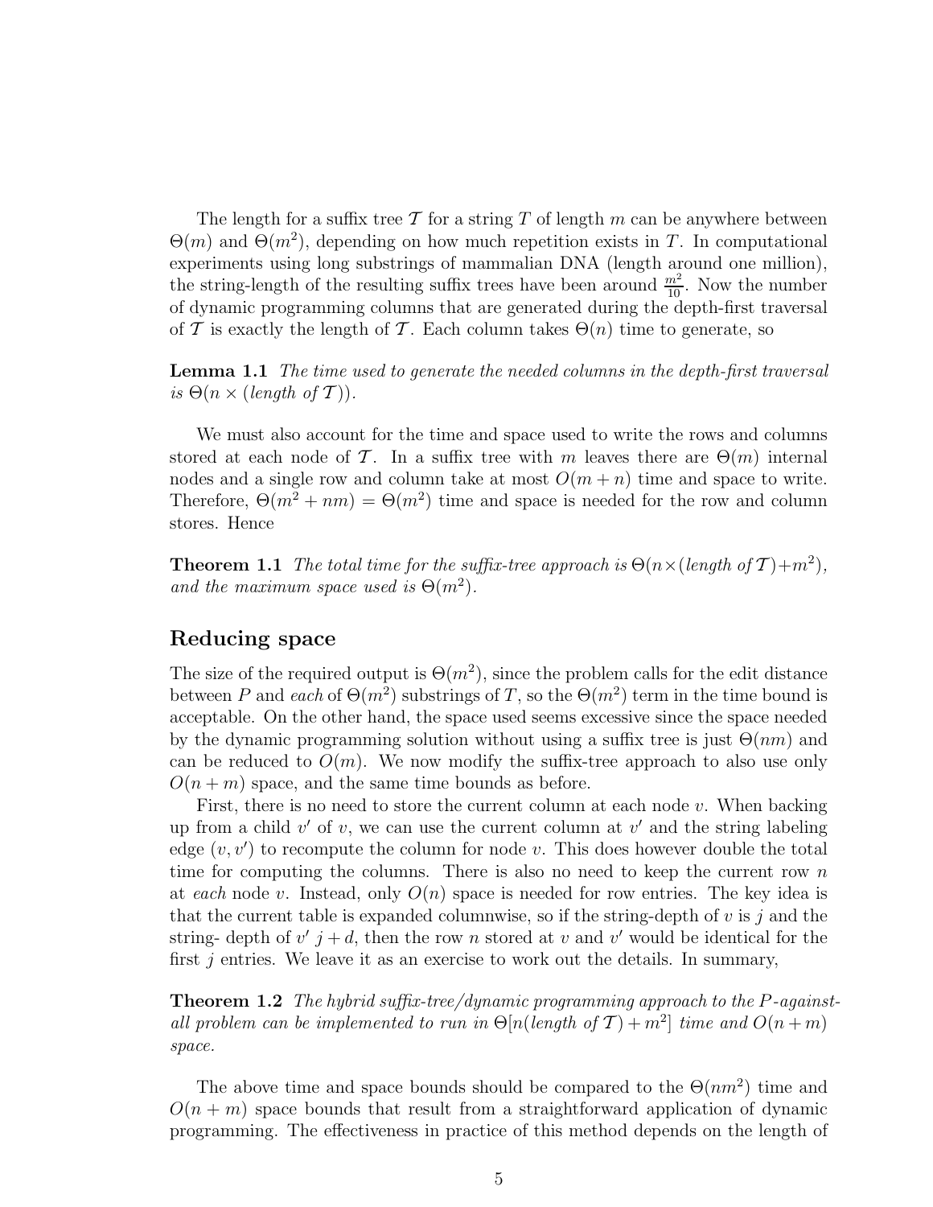The length for a suffix tree $\mathcal{T}$ for a string $T$ of length $m$ can be anywhere between $\Theta(m)$ and $\Theta(m^2)$, depending on how much repetition exists in $T$. In computational experiments using long substrings of mammalian DNA (length around one million), the string-length of the resulting suffix trees have been around $\frac{m^2}{10}$. Now the number of dynamic programming columns that are generated during the depth-first traversal of $\mathcal{T}$ is exactly the length of $\mathcal{T}$. Each column takes $\Theta(n)$ time to generate, so

**Lemma 1.1** *The time used to generate the needed columns in the depth-first traversal is $\Theta(n \times (\text{length of } \mathcal{T}))$.*

We must also account for the time and space used to write the rows and columns stored at each node of $\mathcal{T}$. In a suffix tree with $m$ leaves there are $\Theta(m)$ internal nodes and a single row and column take at most $O(m + n)$ time and space to write. Therefore, $\Theta(m^2 + nm) = \Theta(m^2)$ time and space is needed for the row and column stores. Hence

**Theorem 1.1** *The total time for the suffix-tree approach is $\Theta(n \times (\text{length of } \mathcal{T}) + m^2)$, and the maximum space used is $\Theta(m^2)$.*

## Reducing space

The size of the required output is $\Theta(m^2)$, since the problem calls for the edit distance between $P$ and *each* of $\Theta(m^2)$ substrings of $T$, so the $\Theta(m^2)$ term in the time bound is acceptable. On the other hand, the space used seems excessive since the space needed by the dynamic programming solution without using a suffix tree is just $\Theta(nm)$ and can be reduced to $O(m)$. We now modify the suffix-tree approach to also use only $O(n + m)$ space, and the same time bounds as before.

First, there is no need to store the current column at each node $v$. When backing up from a child $v'$ of $v$, we can use the current column at $v'$ and the string labeling edge $(v, v')$ to recompute the column for node $v$. This does however double the total time for computing the columns. There is also no need to keep the current row $n$ at *each* node $v$. Instead, only $O(n)$ space is needed for row entries. The key idea is that the current table is expanded columnwise, so if the string-depth of $v$ is $j$ and the string- depth of $v'$ $j + d$, then the row $n$ stored at $v$ and $v'$ would be identical for the first $j$ entries. We leave it as an exercise to work out the details. In summary,

**Theorem 1.2** *The hybrid suffix-tree/dynamic programming approach to the $P$-against-all problem can be implemented to run in $\Theta[n(\text{length of } \mathcal{T}) + m^2]$ time and $O(n+m)$ space.*

The above time and space bounds should be compared to the $\Theta(nm^2)$ time and $O(n + m)$ space bounds that result from a straightforward application of dynamic programming. The effectiveness in practice of this method depends on the length of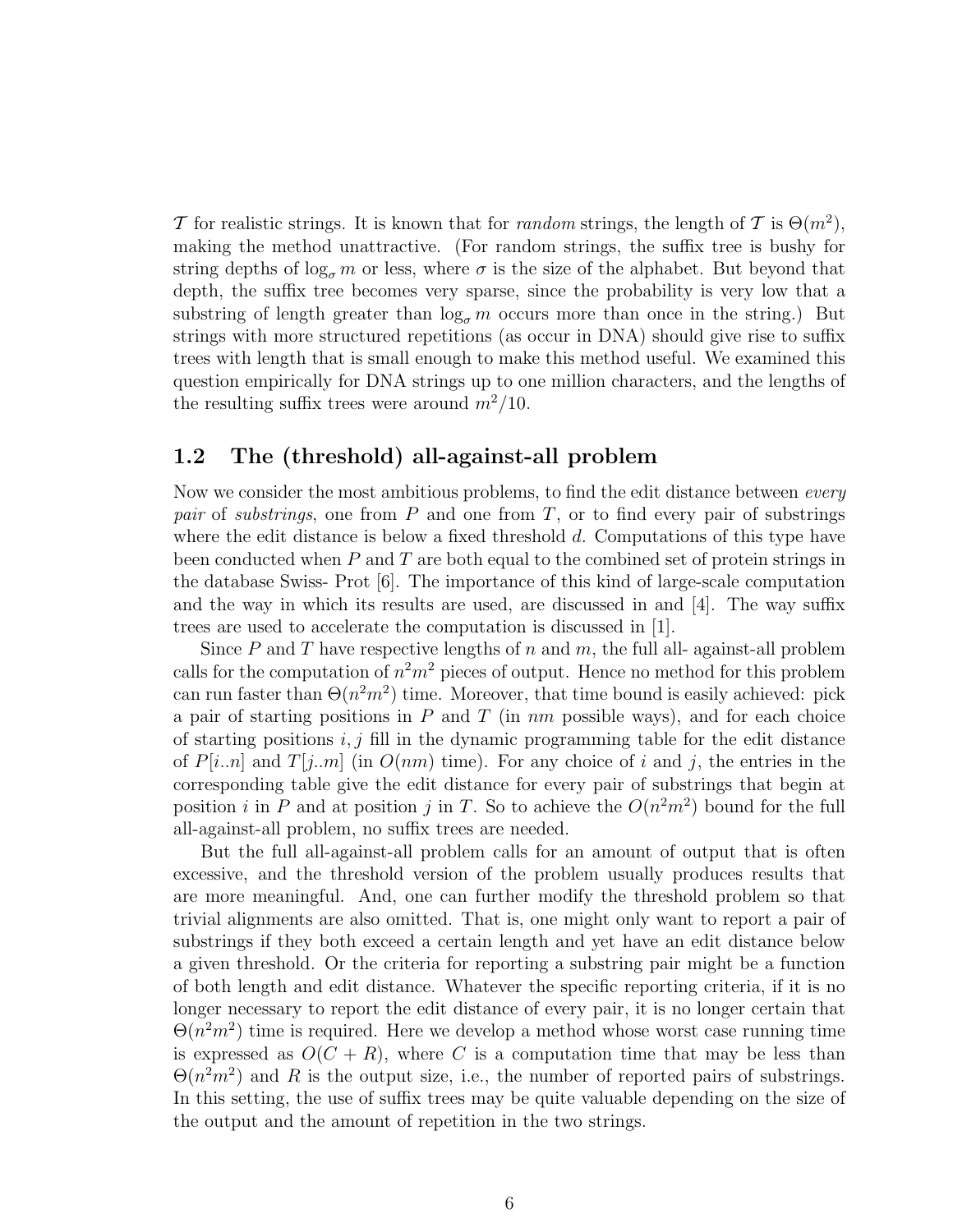$\mathcal{T}$ for realistic strings. It is known that for *random* strings, the length of $\mathcal{T}$ is $\Theta(m^2)$, making the method unattractive. (For random strings, the suffix tree is bushy for string depths of $\log_\sigma m$ or less, where $\sigma$ is the size of the alphabet. But beyond that depth, the suffix tree becomes very sparse, since the probability is very low that a substring of length greater than $\log_\sigma m$ occurs more than once in the string.) But strings with more structured repetitions (as occur in DNA) should give rise to suffix trees with length that is small enough to make this method useful. We examined this question empirically for DNA strings up to one million characters, and the lengths of the resulting suffix trees were around $m^2/10$.

## 1.2 The (threshold) all-against-all problem

Now we consider the most ambitious problems, to find the edit distance between *every pair* of *substrings*, one from $P$ and one from $T$, or to find every pair of substrings where the edit distance is below a fixed threshold $d$. Computations of this type have been conducted when $P$ and $T$ are both equal to the combined set of protein strings in the database Swiss- Prot [6]. The importance of this kind of large-scale computation and the way in which its results are used, are discussed in and [4]. The way suffix trees are used to accelerate the computation is discussed in [1].

Since $P$ and $T$ have respective lengths of $n$ and $m$, the full all- against-all problem calls for the computation of $n^2m^2$ pieces of output. Hence no method for this problem can run faster than $\Theta(n^2m^2)$ time. Moreover, that time bound is easily achieved: pick a pair of starting positions in $P$ and $T$ (in $nm$ possible ways), and for each choice of starting positions $i, j$ fill in the dynamic programming table for the edit distance of $P[i..n]$ and $T[j..m]$ (in $O(nm)$ time). For any choice of $i$ and $j$, the entries in the corresponding table give the edit distance for every pair of substrings that begin at position $i$ in $P$ and at position $j$ in $T$. So to achieve the $O(n^2m^2)$ bound for the full all-against-all problem, no suffix trees are needed.

But the full all-against-all problem calls for an amount of output that is often excessive, and the threshold version of the problem usually produces results that are more meaningful. And, one can further modify the threshold problem so that trivial alignments are also omitted. That is, one might only want to report a pair of substrings if they both exceed a certain length and yet have an edit distance below a given threshold. Or the criteria for reporting a substring pair might be a function of both length and edit distance. Whatever the specific reporting criteria, if it is no longer necessary to report the edit distance of every pair, it is no longer certain that $\Theta(n^2m^2)$ time is required. Here we develop a method whose worst case running time is expressed as $O(C + R)$, where $C$ is a computation time that may be less than $\Theta(n^2m^2)$ and $R$ is the output size, i.e., the number of reported pairs of substrings. In this setting, the use of suffix trees may be quite valuable depending on the size of the output and the amount of repetition in the two strings.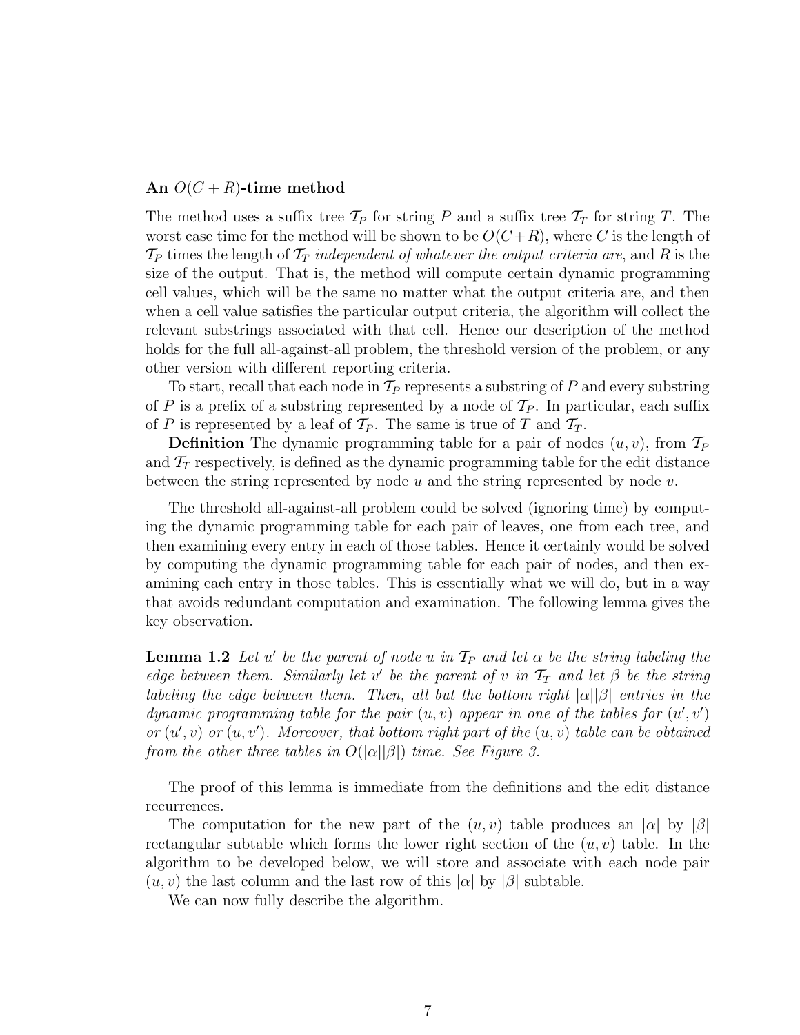### An $O(C + R)$-time method

The method uses a suffix tree $\mathcal{T}_P$ for string $P$ and a suffix tree $\mathcal{T}_T$ for string $T$. The worst case time for the method will be shown to be $O(C+R)$, where $C$ is the length of $\mathcal{T}_P$ times the length of $\mathcal{T}_T$ *independent of whatever the output criteria are*, and $R$ is the size of the output. That is, the method will compute certain dynamic programming cell values, which will be the same no matter what the output criteria are, and then when a cell value satisfies the particular output criteria, the algorithm will collect the relevant substrings associated with that cell. Hence our description of the method holds for the full all-against-all problem, the threshold version of the problem, or any other version with different reporting criteria.

To start, recall that each node in $\mathcal{T}_P$ represents a substring of $P$ and every substring of $P$ is a prefix of a substring represented by a node of $\mathcal{T}_P$. In particular, each suffix of $P$ is represented by a leaf of $\mathcal{T}_P$. The same is true of $T$ and $\mathcal{T}_T$.

**Definition** The dynamic programming table for a pair of nodes $(u, v)$, from $\mathcal{T}_P$ and $\mathcal{T}_T$ respectively, is defined as the dynamic programming table for the edit distance between the string represented by node $u$ and the string represented by node $v$.

The threshold all-against-all problem could be solved (ignoring time) by computing the dynamic programming table for each pair of leaves, one from each tree, and then examining every entry in each of those tables. Hence it certainly would be solved by computing the dynamic programming table for each pair of nodes, and then examining each entry in those tables. This is essentially what we will do, but in a way that avoids redundant computation and examination. The following lemma gives the key observation.

**Lemma 1.2** *Let $u'$ be the parent of node $u$ in $\mathcal{T}_P$ and let $\alpha$ be the string labeling the edge between them. Similarly let $v'$ be the parent of $v$ in $\mathcal{T}_T$ and let $\beta$ be the string labeling the edge between them. Then, all but the bottom right $|\alpha||\beta|$ entries in the dynamic programming table for the pair $(u, v)$ appear in one of the tables for $(u', v')$ or $(u', v)$ or $(u, v')$. Moreover, that bottom right part of the $(u, v)$ table can be obtained from the other three tables in $O(|\alpha||\beta|)$ time. See Figure 3.*

The proof of this lemma is immediate from the definitions and the edit distance recurrences.

The computation for the new part of the $(u, v)$ table produces an $|\alpha|$ by $|\beta|$ rectangular subtable which forms the lower right section of the $(u, v)$ table. In the algorithm to be developed below, we will store and associate with each node pair $(u, v)$ the last column and the last row of this $|\alpha|$ by $|\beta|$ subtable.

We can now fully describe the algorithm.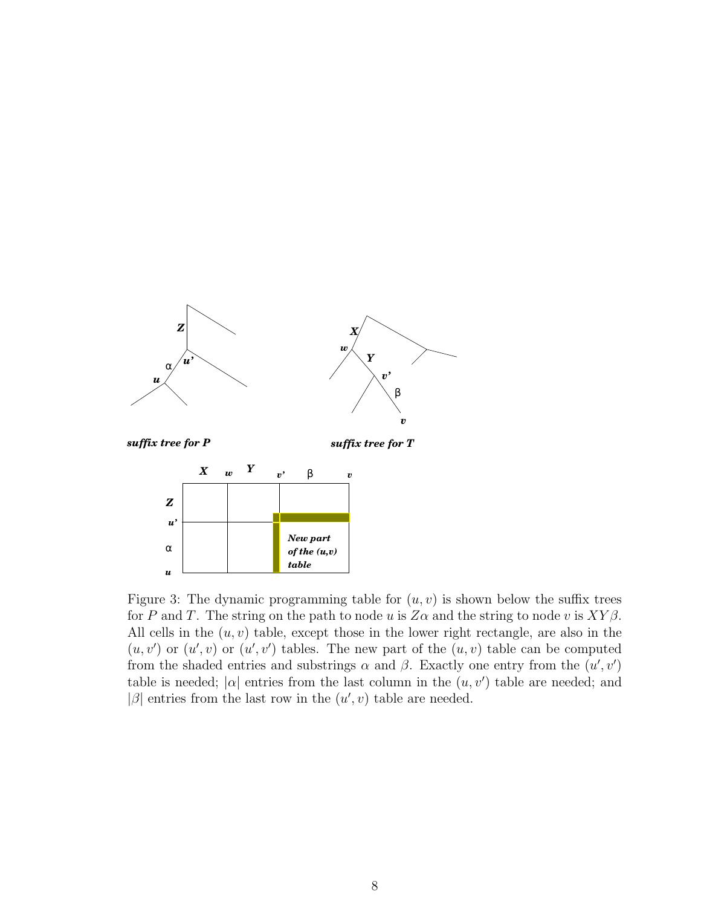Figure 3: The dynamic programming table for $(u, v)$ is shown below the suffix trees for $P$ and $T$. The string on the path to node $u$ is $Z\alpha$ and the string to node $v$ is $XY\beta$. All cells in the $(u, v)$ table, except those in the lower right rectangle, are also in the $(u, v')$ or $(u', v)$ or $(u', v')$ tables. The new part of the $(u, v)$ table can be computed from the shaded entries and substrings $\alpha$ and $\beta$. Exactly one entry from the $(u', v')$ table is needed; $|\alpha|$ entries from the last column in the $(u, v')$ table are needed; and $|\beta|$ entries from the last row in the $(u', v)$ table are needed.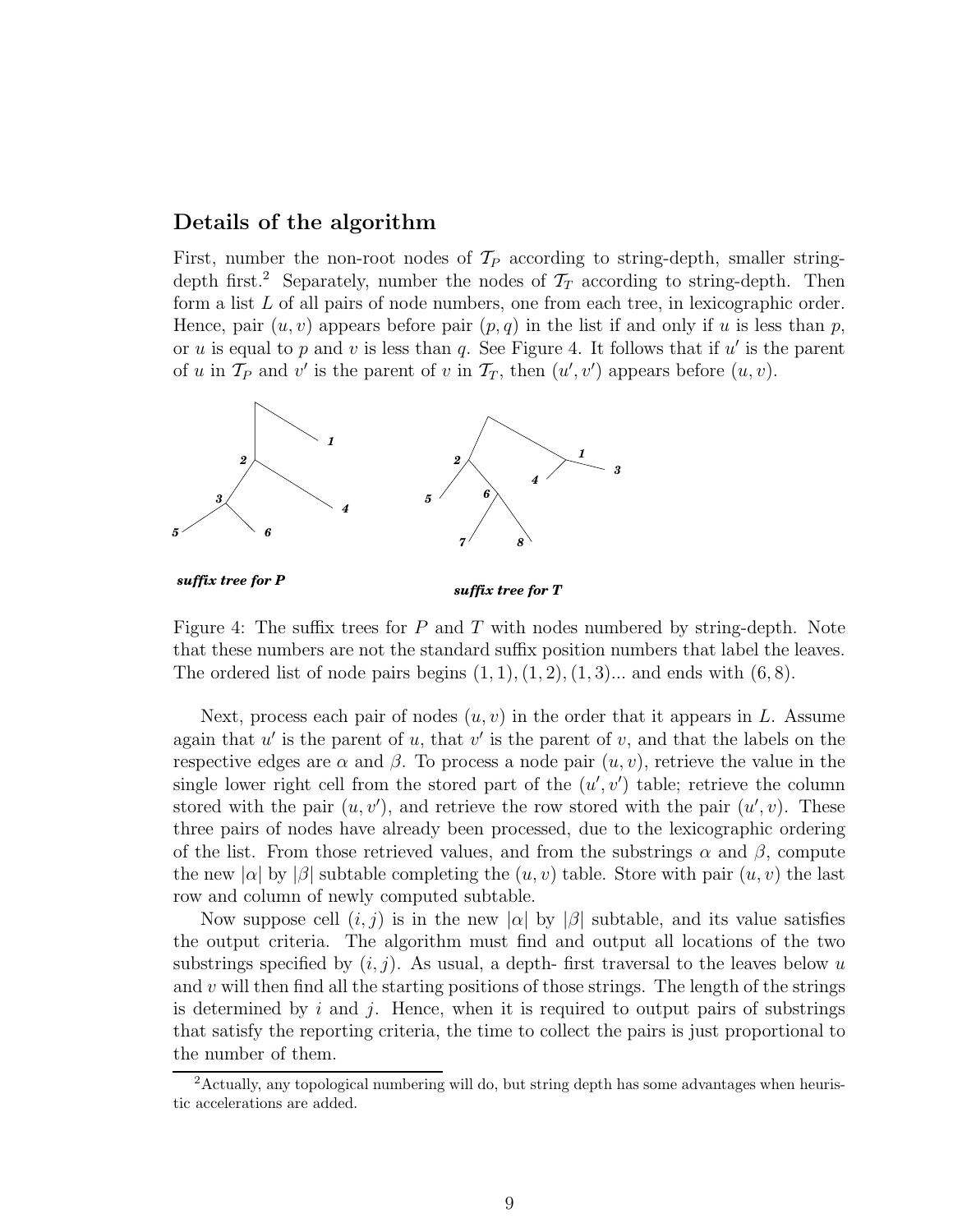### Details of the algorithm

First, number the non-root nodes of $\mathcal{T}_P$ according to string-depth, smaller string-depth first.[2] Separately, number the nodes of $\mathcal{T}_T$ according to string-depth. Then form a list $L$ of all pairs of node numbers, one from each tree, in lexicographic order. Hence, pair $(u, v)$ appears before pair $(p, q)$ in the list if and only if $u$ is less than $p$, or $u$ is equal to $p$ and $v$ is less than $q$. See Figure 4. It follows that if $u'$ is the parent of $u$ in $\mathcal{T}_P$ and $v'$ is the parent of $v$ in $\mathcal{T}_T$, then $(u', v')$ appears before $(u, v)$.

***suffix tree for P***

***suffix tree for T***

Figure 4: The suffix trees for $P$ and $T$ with nodes numbered by string-depth. Note that these numbers are not the standard suffix position numbers that label the leaves. The ordered list of node pairs begins $(1, 1), (1, 2), (1, 3)$... and ends with $(6, 8)$.

Next, process each pair of nodes $(u, v)$ in the order that it appears in $L$. Assume again that $u'$ is the parent of $u$, that $v'$ is the parent of $v$, and that the labels on the respective edges are $\alpha$ and $\beta$. To process a node pair $(u, v)$, retrieve the value in the single lower right cell from the stored part of the $(u', v')$ table; retrieve the column stored with the pair $(u, v')$, and retrieve the row stored with the pair $(u', v)$. These three pairs of nodes have already been processed, due to the lexicographic ordering of the list. From those retrieved values, and from the substrings $\alpha$ and $\beta$, compute the new $|\alpha|$ by $|\beta|$ subtable completing the $(u, v)$ table. Store with pair $(u, v)$ the last row and column of newly computed subtable.

Now suppose cell $(i, j)$ is in the new $|\alpha|$ by $|\beta|$ subtable, and its value satisfies the output criteria. The algorithm must find and output all locations of the two substrings specified by $(i, j)$. As usual, a depth- first traversal to the leaves below $u$ and $v$ will then find all the starting positions of those strings. The length of the strings is determined by $i$ and $j$. Hence, when it is required to output pairs of substrings that satisfy the reporting criteria, the time to collect the pairs is just proportional to the number of them.

---

[2] Actually, any topological numbering will do, but string depth has some advantages when heuristic accelerations are added.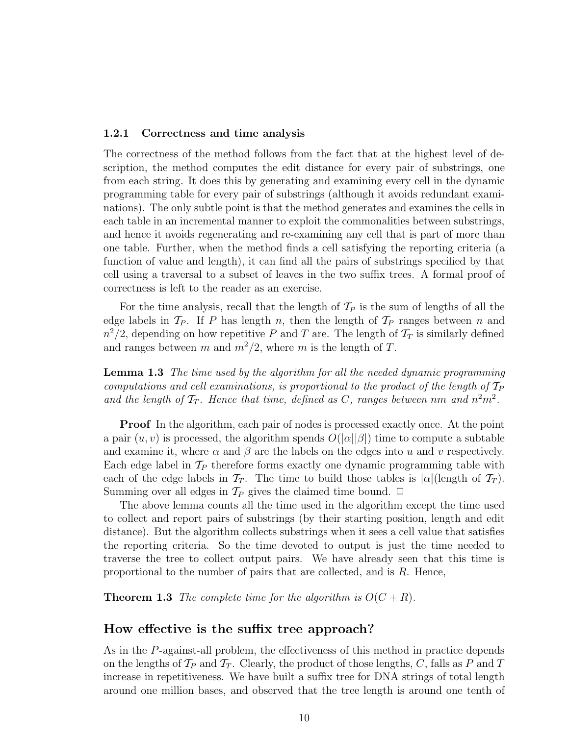### 1.2.1 Correctness and time analysis

The correctness of the method follows from the fact that at the highest level of description, the method computes the edit distance for every pair of substrings, one from each string. It does this by generating and examining every cell in the dynamic programming table for every pair of substrings (although it avoids redundant examinations). The only subtle point is that the method generates and examines the cells in each table in an incremental manner to exploit the commonalities between substrings, and hence it avoids regenerating and re-examining any cell that is part of more than one table. Further, when the method finds a cell satisfying the reporting criteria (a function of value and length), it can find all the pairs of substrings specified by that cell using a traversal to a subset of leaves in the two suffix trees. A formal proof of correctness is left to the reader as an exercise.

For the time analysis, recall that the length of $\mathcal{T}_P$ is the sum of lengths of all the edge labels in $\mathcal{T}_P$. If $P$ has length $n$, then the length of $\mathcal{T}_P$ ranges between $n$ and $n^2/2$, depending on how repetitive $P$ and $T$ are. The length of $\mathcal{T}_T$ is similarly defined and ranges between $m$ and $m^2/2$, where $m$ is the length of $T$.

**Lemma 1.3** *The time used by the algorithm for all the needed dynamic programming computations and cell examinations, is proportional to the product of the length of $\mathcal{T}_P$ and the length of $\mathcal{T}_T$. Hence that time, defined as $C$, ranges between $nm$ and $n^2m^2$.*

**Proof** In the algorithm, each pair of nodes is processed exactly once. At the point a pair $(u, v)$ is processed, the algorithm spends $O(|\alpha||\beta|)$ time to compute a subtable and examine it, where $\alpha$ and $\beta$ are the labels on the edges into $u$ and $v$ respectively. Each edge label in $\mathcal{T}_P$ therefore forms exactly one dynamic programming table with each of the edge labels in $\mathcal{T}_T$. The time to build those tables is $|\alpha|$(length of $\mathcal{T}_T$). Summing over all edges in $\mathcal{T}_P$ gives the claimed time bound. □

The above lemma counts all the time used in the algorithm except the time used to collect and report pairs of substrings (by their starting position, length and edit distance). But the algorithm collects substrings when it sees a cell value that satisfies the reporting criteria. So the time devoted to output is just the time needed to traverse the tree to collect output pairs. We have already seen that this time is proportional to the number of pairs that are collected, and is $R$. Hence,

**Theorem 1.3** *The complete time for the algorithm is $O(C + R)$.*

## How effective is the suffix tree approach?

As in the $P$-against-all problem, the effectiveness of this method in practice depends on the lengths of $\mathcal{T}_P$ and $\mathcal{T}_T$. Clearly, the product of those lengths, $C$, falls as $P$ and $T$ increase in repetitiveness. We have built a suffix tree for DNA strings of total length around one million bases, and observed that the tree length is around one tenth of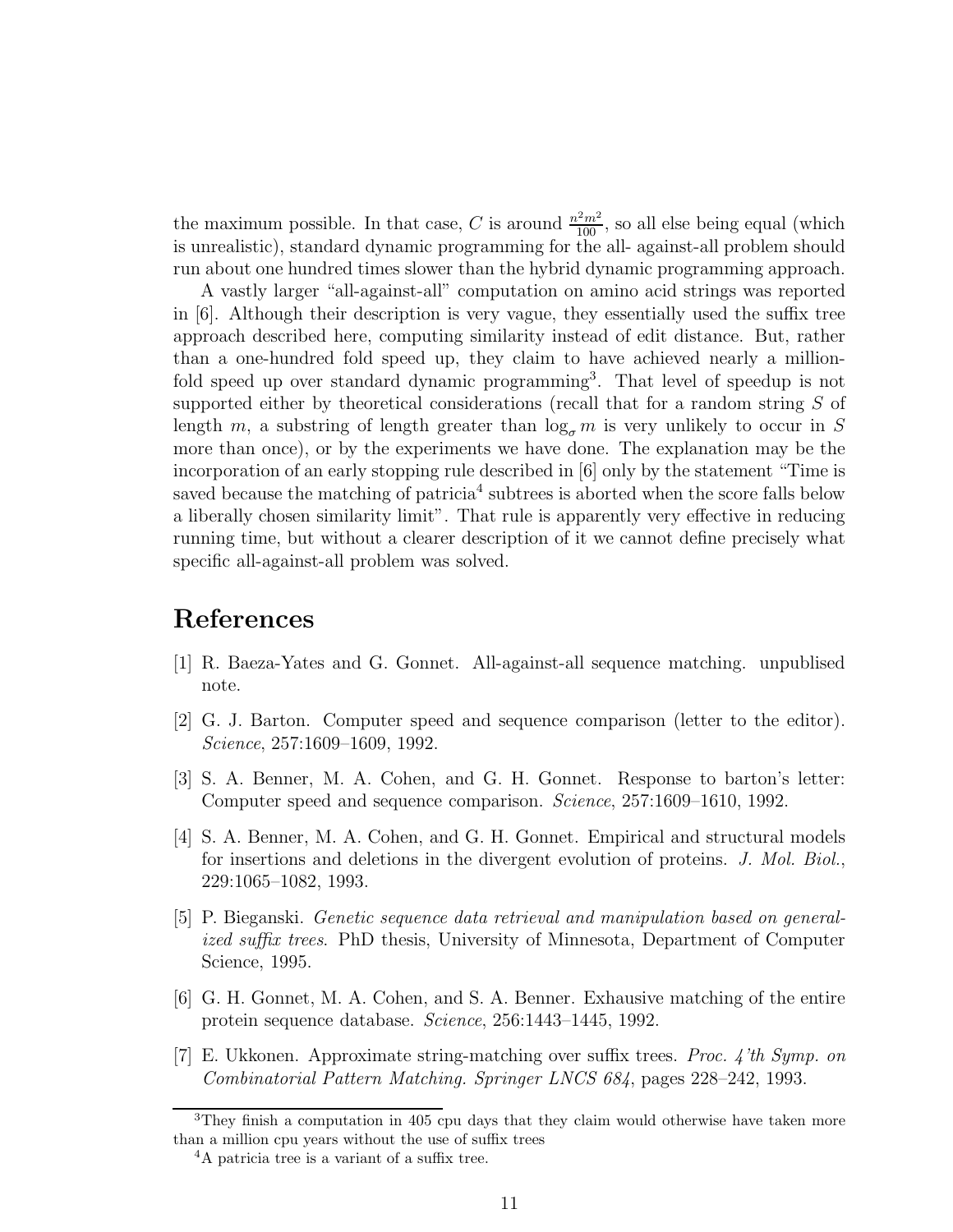the maximum possible. In that case, $C$ is around $\frac{n^2m^2}{100}$, so all else being equal (which is unrealistic), standard dynamic programming for the all- against-all problem should run about one hundred times slower than the hybrid dynamic programming approach.

A vastly larger "all-against-all" computation on amino acid strings was reported in [6]. Although their description is very vague, they essentially used the suffix tree approach described here, computing similarity instead of edit distance. But, rather than a one-hundred fold speed up, they claim to have achieved nearly a million-fold speed up over standard dynamic programming[3]. That level of speedup is not supported either by theoretical considerations (recall that for a random string $S$ of length $m$, a substring of length greater than $\log_\sigma m$ is very unlikely to occur in $S$ more than once), or by the experiments we have done. The explanation may be the incorporation of an early stopping rule described in [6] only by the statement "Time is saved because the matching of patricia[4] subtrees is aborted when the score falls below a liberally chosen similarity limit". That rule is apparently very effective in reducing running time, but without a clearer description of it we cannot define precisely what specific all-against-all problem was solved.

# References

[1] R. Baeza-Yates and G. Gonnet. All-against-all sequence matching. unpublised note.

[2] G. J. Barton. Computer speed and sequence comparison (letter to the editor). *Science*, 257:1609–1609, 1992.

[3] S. A. Benner, M. A. Cohen, and G. H. Gonnet. Response to barton's letter: Computer speed and sequence comparison. *Science*, 257:1609–1610, 1992.

[4] S. A. Benner, M. A. Cohen, and G. H. Gonnet. Empirical and structural models for insertions and deletions in the divergent evolution of proteins. *J. Mol. Biol.*, 229:1065–1082, 1993.

[5] P. Bieganski. *Genetic sequence data retrieval and manipulation based on generalized suffix trees*. PhD thesis, University of Minnesota, Department of Computer Science, 1995.

[6] G. H. Gonnet, M. A. Cohen, and S. A. Benner. Exhausive matching of the entire protein sequence database. *Science*, 256:1443–1445, 1992.

[7] E. Ukkonen. Approximate string-matching over suffix trees. *Proc. 4'th Symp. on Combinatorial Pattern Matching. Springer LNCS 684*, pages 228–242, 1993.

---

[3] They finish a computation in 405 cpu days that they claim would otherwise have taken more than a million cpu years without the use of suffix trees

[4] A patricia tree is a variant of a suffix tree.